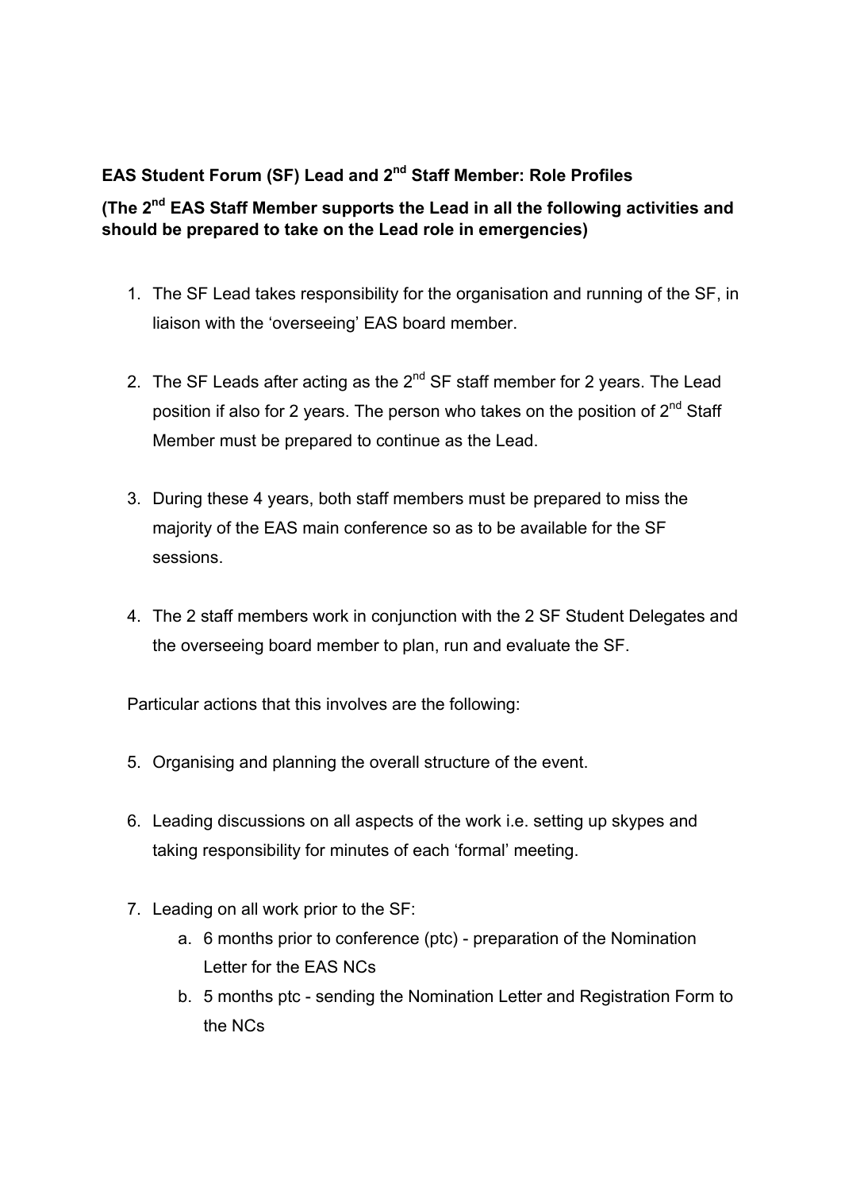**EAS Student Forum (SF) Lead and 2nd Staff Member: Role Profiles**

**(The 2nd EAS Staff Member supports the Lead in all the following activities and should be prepared to take on the Lead role in emergencies)**

1. The SF Lead takes responsibility for the organisation and running of the SF, in liaison with the 'overseeing' EAS board member.

2. The SF Leads after acting as the 2nd SF staff member for 2 years. The Lead position if also for 2 years. The person who takes on the position of 2nd Staff Member must be prepared to continue as the Lead.

3. During these 4 years, both staff members must be prepared to miss the majority of the EAS main conference so as to be available for the SF sessions.

4. The 2 staff members work in conjunction with the 2 SF Student Delegates and the overseeing board member to plan, run and evaluate the SF.

Particular actions that this involves are the following:

5. Organising and planning the overall structure of the event.

6. Leading discussions on all aspects of the work i.e. setting up skypes and taking responsibility for minutes of each 'formal' meeting.

7. Leading on all work prior to the SF:
   a. 6 months prior to conference (ptc) - preparation of the Nomination Letter for the EAS NCs
   b. 5 months ptc - sending the Nomination Letter and Registration Form to the NCs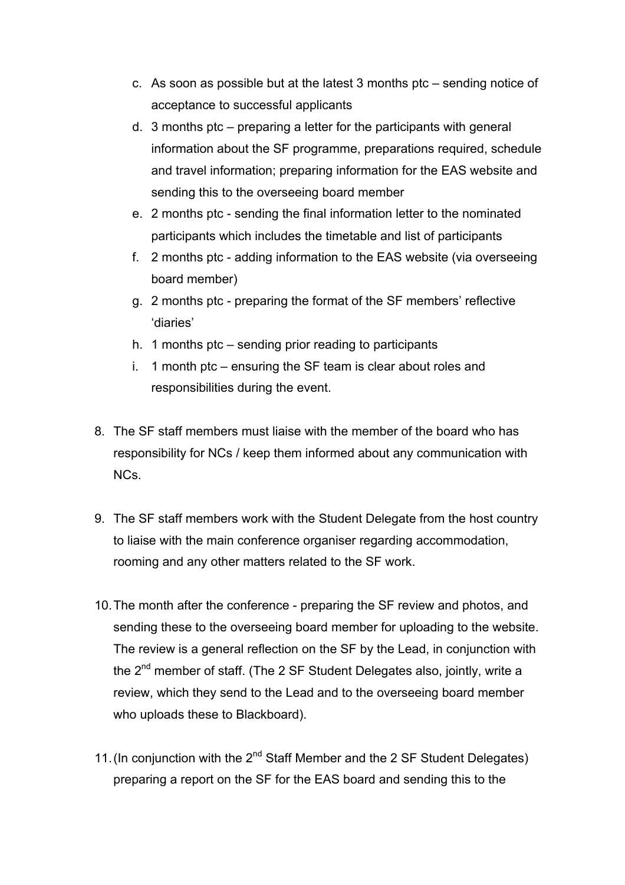c. As soon as possible but at the latest 3 months ptc – sending notice of acceptance to successful applicants
d. 3 months ptc – preparing a letter for the participants with general information about the SF programme, preparations required, schedule and travel information; preparing information for the EAS website and sending this to the overseeing board member
e. 2 months ptc - sending the final information letter to the nominated participants which includes the timetable and list of participants
f. 2 months ptc - adding information to the EAS website (via overseeing board member)
g. 2 months ptc - preparing the format of the SF members' reflective 'diaries'
h. 1 months ptc – sending prior reading to participants
i. 1 month ptc – ensuring the SF team is clear about roles and responsibilities during the event.

8. The SF staff members must liaise with the member of the board who has responsibility for NCs / keep them informed about any communication with NCs.

9. The SF staff members work with the Student Delegate from the host country to liaise with the main conference organiser regarding accommodation, rooming and any other matters related to the SF work.

10. The month after the conference - preparing the SF review and photos, and sending these to the overseeing board member for uploading to the website. The review is a general reflection on the SF by the Lead, in conjunction with the 2nd member of staff. (The 2 SF Student Delegates also, jointly, write a review, which they send to the Lead and to the overseeing board member who uploads these to Blackboard).

11. (In conjunction with the 2nd Staff Member and the 2 SF Student Delegates) preparing a report on the SF for the EAS board and sending this to the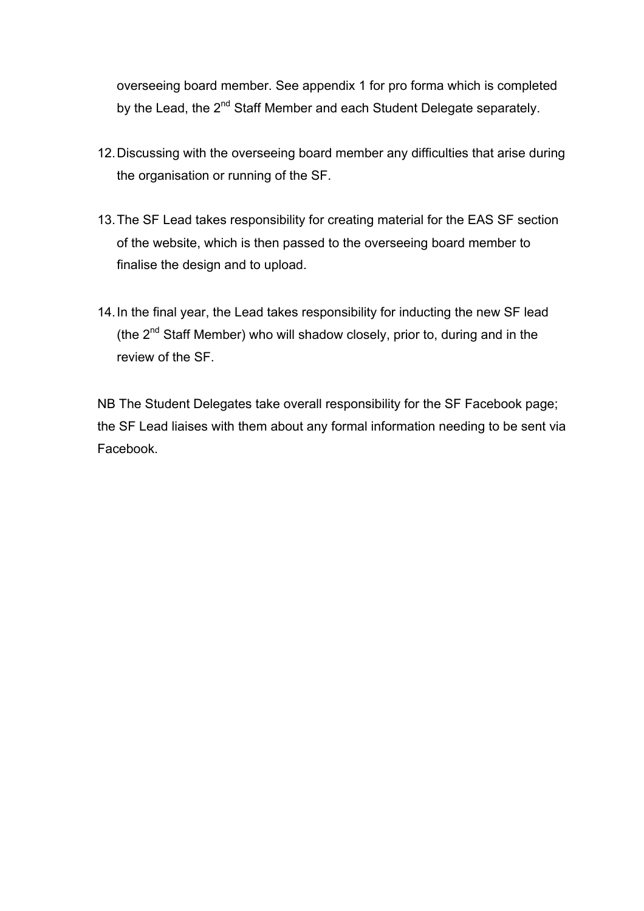overseeing board member. See appendix 1 for pro forma which is completed by the Lead, the 2nd Staff Member and each Student Delegate separately.

12. Discussing with the overseeing board member any difficulties that arise during the organisation or running of the SF.

13. The SF Lead takes responsibility for creating material for the EAS SF section of the website, which is then passed to the overseeing board member to finalise the design and to upload.

14. In the final year, the Lead takes responsibility for inducting the new SF lead (the 2nd Staff Member) who will shadow closely, prior to, during and in the review of the SF.

NB The Student Delegates take overall responsibility for the SF Facebook page; the SF Lead liaises with them about any formal information needing to be sent via Facebook.